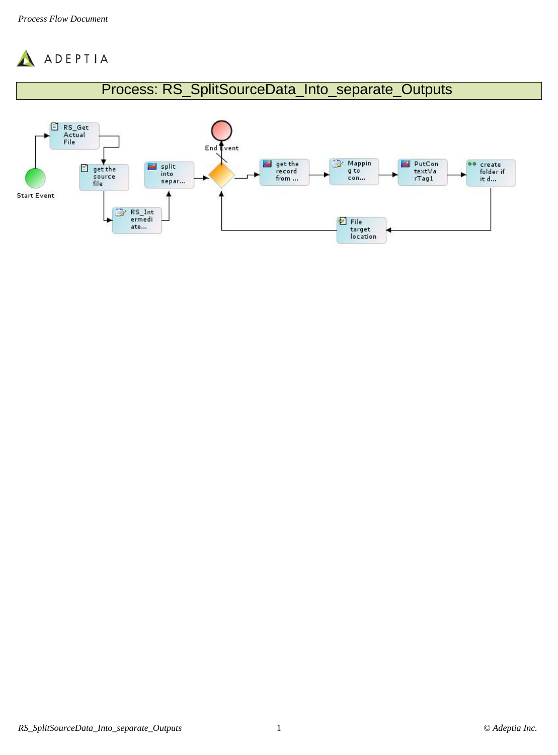# Process: RS_SplitSourceData_Into_separate_Outputs

Start Event

RS_Get Actual File

get the source file

RS_Intermediate...

split into separ...

End Event

get the record from ...

Mapping to con...

PutContextVarTag1

create folder if it d...

File target location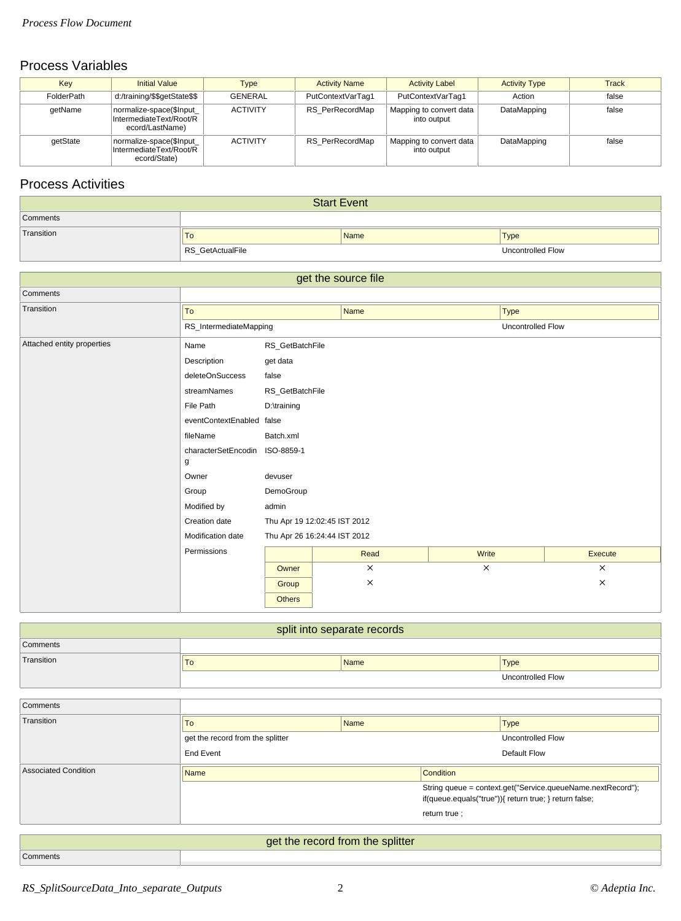## Process Variables

| Key | Initial Value | Type | Activity Name | Activity Label | Activity Type | Track |
|---|---|---|---|---|---|---|
| FolderPath | d:/training/$$getState$$ | GENERAL | PutContextVarTag1 | PutContextVarTag1 | Action | false |
| getName | normalize-space($Input_IntermediateText/Root/Record/LastName) | ACTIVITY | RS_PerRecordMap | Mapping to convert data into output | DataMapping | false |
| getState | normalize-space($Input_IntermediateText/Root/Record/State) | ACTIVITY | RS_PerRecordMap | Mapping to convert data into output | DataMapping | false |

## Process Activities

### Start Event

| | |
|---|---|
| Comments | |
| Transition | |

| To | Name | Type |
|---|---|---|
| RS_GetActualFile | | Uncontrolled Flow |

### get the source file

| | |
|---|---|
| Comments | |
| Transition | |

| To | Name | Type |
|---|---|---|
| RS_IntermediateMapping | | Uncontrolled Flow |

**Attached entity properties**

| Property | Value |
|---|---|
| Name | RS_GetBatchFile |
| Description | get data |
| deleteOnSuccess | false |
| streamNames | RS_GetBatchFile |
| File Path | D:\training |
| eventContextEnabled | false |
| fileName | Batch.xml |
| characterSetEncoding | ISO-8859-1 |
| Owner | devuser |
| Group | DemoGroup |
| Modified by | admin |
| Creation date | Thu Apr 19 12:02:45 IST 2012 |
| Modification date | Thu Apr 26 16:24:44 IST 2012 |

Permissions

| | Read | Write | Execute |
|---|---|---|---|
| Owner | × | × | × |
| Group | × | | × |
| Others | | | |

### split into separate records

| | |
|---|---|
| Comments | |
| Transition | |

| To | Name | Type |
|---|---|---|
| | | Uncontrolled Flow |

---

| | |
|---|---|
| Comments | |
| Transition | |

| To | Name | Type |
|---|---|---|
| get the record from the splitter | | Uncontrolled Flow |
| End Event | | Default Flow |

Associated Condition

| Name | Condition |
|---|---|
| | String queue = context.get("Service.queueName.nextRecord"); if(queue.equals("true")){ return true; } return false; |
| | return true ; |

### get the record from the splitter

| | |
|---|---|
| Comments | |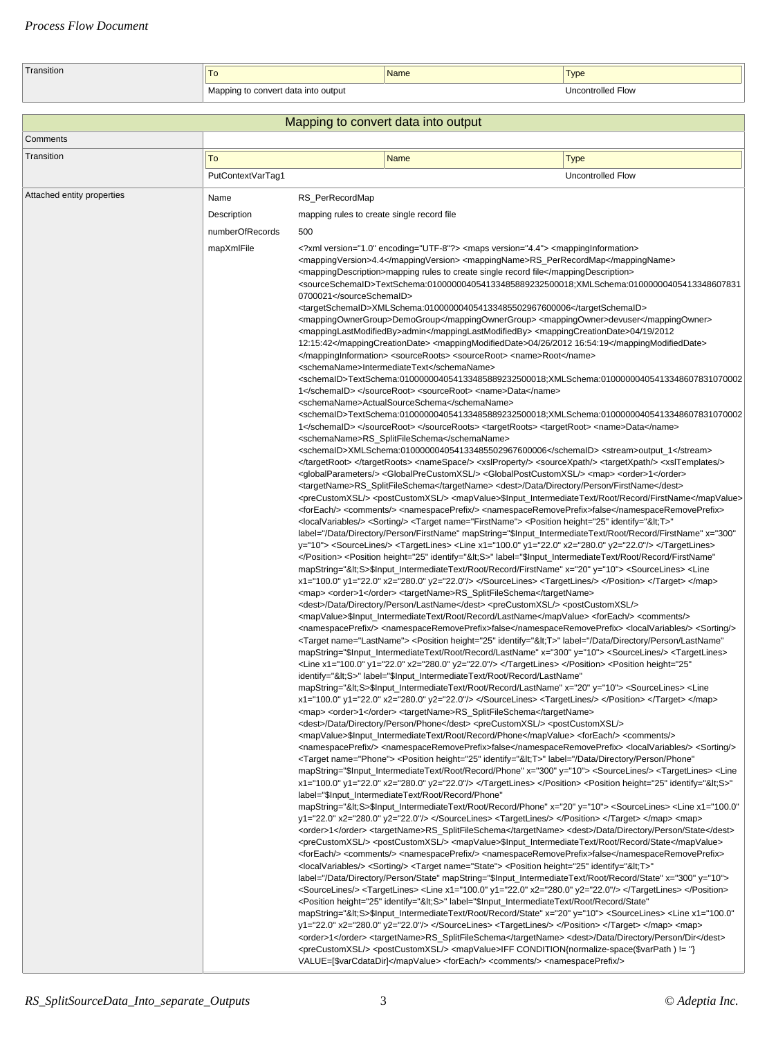| Transition | To | Name | Type |
|---|---|---|---|
| | Mapping to convert data into output | | Uncontrolled Flow |

## Mapping to convert data into output

| Comments | | | |
|---|---|---|---|
| Transition | To | Name | Type |
| | PutContextVarTag1 | | Uncontrolled Flow |

**Attached entity properties**

| Name | RS_PerRecordMap |
|---|---|
| Description | mapping rules to create single record file |
| numberOfRecords | 500 |
| mapXmlFile | <?xml version="1.0" encoding="UTF-8"?> <maps version="4.4"> <mappingInformation> <mappingVersion>4.4</mappingVersion> <mappingName>RS_PerRecordMap</mappingName> <mappingDescription>mapping rules to create single record file</mappingDescription> <sourceSchemaID>TextSchema:010000004054133485889232500018;XMLSchema:010000004054133486078310700021</sourceSchemaID> <targetSchemaID>XMLSchema:010000004054133485502967600006</targetSchemaID> <mappingOwnerGroup>DemoGroup</mappingOwnerGroup> <mappingOwner>devuser</mappingOwner> <mappingLastModifiedBy>admin</mappingLastModifiedBy> <mappingCreationDate>04/19/2012 12:15:42</mappingCreationDate> <mappingModifiedDate>04/26/2012 16:54:19</mappingModifiedDate> </mappingInformation> <sourceRoots> <sourceRoot> <name>Root</name> <schemaName>IntermediateText</schemaName> <schemaID>TextSchema:010000004054133485889232500018;XMLSchema:010000004054133486078310700021</schemaID> </sourceRoot> <sourceRoot> <name>Data</name> <schemaName>ActualSourceSchema</schemaName> <schemaID>TextSchema:010000004054133485889232500018;XMLSchema:010000004054133486078310700021</schemaID> </sourceRoot> </sourceRoots> <targetRoots> <targetRoot> <name>Data</name> <schemaName>RS_SplitFileSchema</schemaName> <schemaID>XMLSchema:010000004054133485502967600006</schemaID> <stream>output_1</stream> </targetRoot> </targetRoots> <nameSpace/> <xslProperty/> <sourceXpath/> <targetXpath/> <xslTemplates/> <globalParameters/> <GlobalPreCustomXSL/> <GlobalPostCustomXSL/> <map> <order>1</order> <targetName>RS_SplitFileSchema</targetName> <dest>/Data/Directory/Person/FirstName</dest> <preCustomXSL/> <postCustomXSL/> <mapValue>$Input_IntermediateText/Root/Record/FirstName</mapValue> <forEach/> <comments/> <namespacePrefix/> <namespaceRemovePrefix>false</namespaceRemovePrefix> <localVariables/> <Sorting/> <Target name="FirstName"> <Position height="25" identify="&lt;T>" label="/Data/Directory/Person/FirstName" mapString="$Input_IntermediateText/Root/Record/FirstName" x="300" y="10"> <SourceLines/> <TargetLines> <Line x1="100.0" y1="22.0" x2="280.0" y2="22.0"/> </TargetLines> </Position> <Position height="25" identify="&lt;S>" label="$Input_IntermediateText/Root/Record/FirstName" mapString="&lt;S>$Input_IntermediateText/Root/Record/FirstName" x="20" y="10"> <SourceLines> <Line x1="100.0" y1="22.0" x2="280.0" y2="22.0"/> </SourceLines> <TargetLines/> </Position> </Target> </map> <map> <order>1</order> <targetName>RS_SplitFileSchema</targetName> <dest>/Data/Directory/Person/LastName</dest> <preCustomXSL/> <postCustomXSL/> <mapValue>$Input_IntermediateText/Root/Record/LastName</mapValue> <forEach/> <comments/> <namespacePrefix/> <namespaceRemovePrefix>false</namespaceRemovePrefix> <localVariables/> <Sorting/> <Target name="LastName"> <Position height="25" identify="&lt;T>" label="/Data/Directory/Person/LastName" mapString="$Input_IntermediateText/Root/Record/LastName" x="300" y="10"> <SourceLines/> <TargetLines> <Line x1="100.0" y1="22.0" x2="280.0" y2="22.0"/> </TargetLines> </Position> <Position height="25" identify="&lt;S>" label="$Input_IntermediateText/Root/Record/LastName" mapString="&lt;S>$Input_IntermediateText/Root/Record/LastName" x="20" y="10"> <SourceLines> <Line x1="100.0" y1="22.0" x2="280.0" y2="22.0"/> </SourceLines> <TargetLines/> </Position> </Target> </map> <map> <order>1</order> <targetName>RS_SplitFileSchema</targetName> <dest>/Data/Directory/Person/Phone</dest> <preCustomXSL/> <postCustomXSL/> <mapValue>$Input_IntermediateText/Root/Record/Phone</mapValue> <forEach/> <comments/> <namespacePrefix/> <namespaceRemovePrefix>false</namespaceRemovePrefix> <localVariables/> <Sorting/> <Target name="Phone"> <Position height="25" identify="&lt;T>" label="/Data/Directory/Person/Phone" mapString="$Input_IntermediateText/Root/Record/Phone" x="300" y="10"> <SourceLines/> <TargetLines> <Line x1="100.0" y1="22.0" x2="280.0" y2="22.0"/> </TargetLines> </Position> <Position height="25" identify="&lt;S>" label="$Input_IntermediateText/Root/Record/Phone" mapString="&lt;S>$Input_IntermediateText/Root/Record/Phone" x="20" y="10"> <SourceLines> <Line x1="100.0" y1="22.0" x2="280.0" y2="22.0"/> </SourceLines> <TargetLines/> </Position> </Target> </map> <map> <order>1</order> <targetName>RS_SplitFileSchema</targetName> <dest>/Data/Directory/Person/State</dest> <preCustomXSL/> <postCustomXSL/> <mapValue>$Input_IntermediateText/Root/Record/State</mapValue> <forEach/> <comments/> <namespacePrefix/> <namespaceRemovePrefix>false</namespaceRemovePrefix> <localVariables/> <Sorting/> <Target name="State"> <Position height="25" identify="&lt;T>" label="/Data/Directory/Person/State" mapString="$Input_IntermediateText/Root/Record/State" x="300" y="10"> <SourceLines/> <TargetLines> <Line x1="100.0" y1="22.0" x2="280.0" y2="22.0"/> </TargetLines> </Position> <Position height="25" identify="&lt;S>" label="$Input_IntermediateText/Root/Record/State" mapString="&lt;S>$Input_IntermediateText/Root/Record/State" x="20" y="10"> <SourceLines> <Line x1="100.0" y1="22.0" x2="280.0" y2="22.0"/> </SourceLines> <TargetLines/> </Position> </Target> </map> <map> <order>1</order> <targetName>RS_SplitFileSchema</targetName> <dest>/Data/Directory/Person/Dir</dest> <preCustomXSL/> <postCustomXSL/> <mapValue>IFF CONDITION{normalize-space($varPath ) != ''} VALUE=[$varCdataDir]</mapValue> <forEach/> <comments/> <namespacePrefix/> |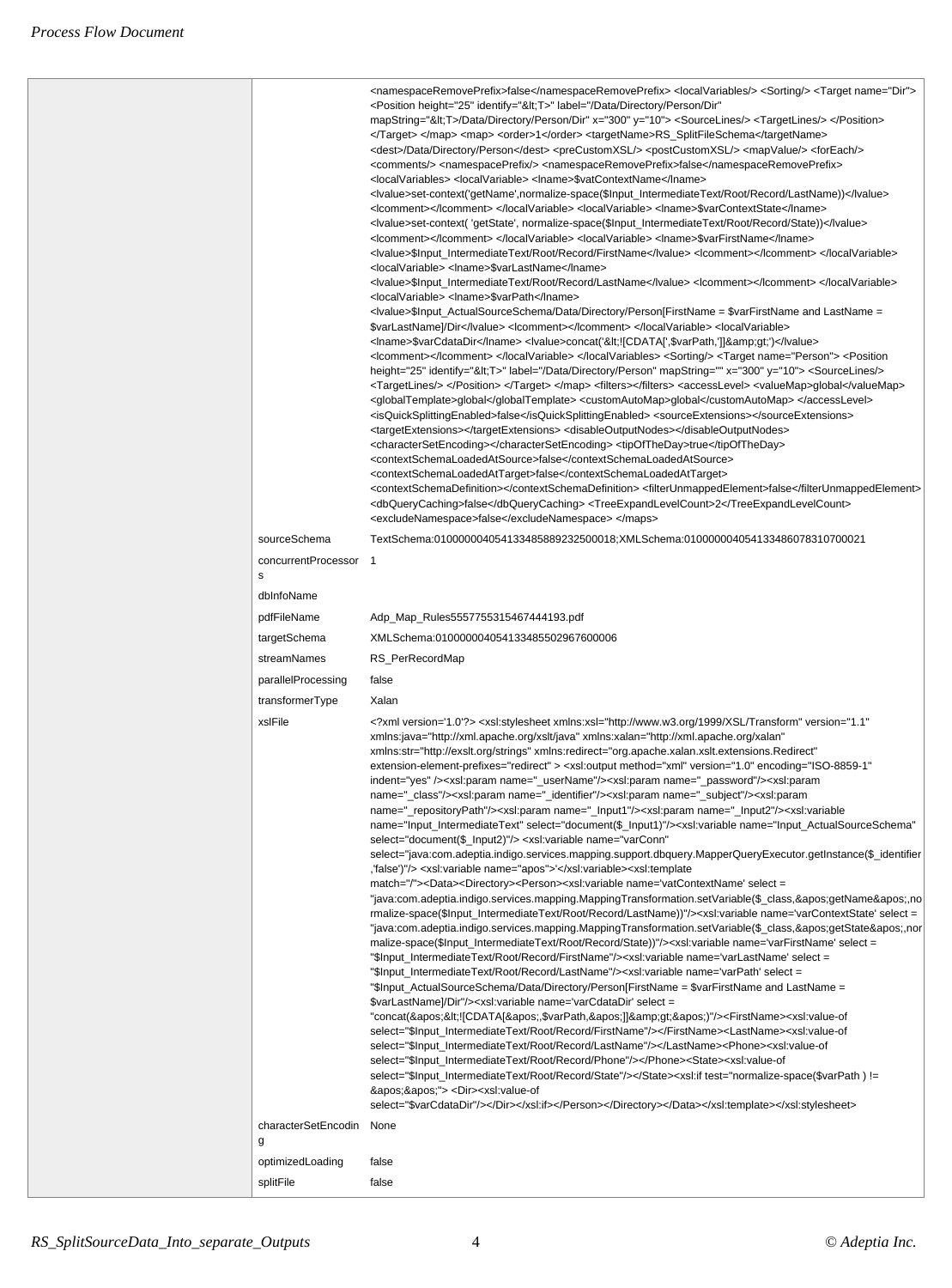| | | |
|---|---|---|
| | | <namespaceRemovePrefix>false</namespaceRemovePrefix> <localVariables/> <Sorting/> <Target name="Dir"> <Position height="25" identify="&lt;T>" label="/Data/Directory/Person/Dir" mapString="&lt;T>/Data/Directory/Person/Dir" x="300" y="10"> <SourceLines/> <TargetLines/> </Position> </Target> </map> <map> <order>1</order> <targetName>RS_SplitFileSchema</targetName> <dest>/Data/Directory/Person</dest> <preCustomXSL/> <postCustomXSL/> <mapValue/> <forEach/> <comments/> <namespacePrefix/> <namespaceRemovePrefix>false</namespaceRemovePrefix> <localVariables> <localVariable> <lname>$vatContextName</lname> <lvalue>set-context('getName',normalize-space($Input_IntermediateText/Root/Record/LastName))</lvalue> <lcomment></lcomment> </localVariable> <localVariable> <lname>$varContextState</lname> <lvalue>set-context( 'getState', normalize-space($Input_IntermediateText/Root/Record/State))</lvalue> <lcomment></lcomment> </localVariable> <localVariable> <lname>$varFirstName</lname> <lvalue>$Input_IntermediateText/Root/Record/FirstName</lvalue> <lcomment></lcomment> </localVariable> <localVariable> <lname>$varLastName</lname> <lvalue>$Input_IntermediateText/Root/Record/LastName</lvalue> <lcomment></lcomment> </localVariable> <localVariable> <lname>$varPath</lname> <lvalue>$Input_ActualSourceSchema/Data/Directory/Person[FirstName = $varFirstName and LastName = $varLastName]/Dir</lvalue> <lcomment></lcomment> </localVariable> <localVariable> <lname>$varCdataDir</lname> <lvalue>concat('&lt;![CDATA[',$varPath,']]&amp;gt;')</lvalue> <lcomment></lcomment> </localVariable> </localVariables> <Sorting/> <Target name="Person"> <Position height="25" identify="&lt;T>" label="/Data/Directory/Person" mapString="" x="300" y="10"> <SourceLines/> <TargetLines/> </Position> </Target> </map> <filters></filters> <accessLevel> <valueMap>global</valueMap> <globalTemplate>global</globalTemplate> <customAutoMap>global</customAutoMap> </accessLevel> <isQuickSplittingEnabled>false</isQuickSplittingEnabled> <sourceExtensions></sourceExtensions> <targetExtensions></targetExtensions> <disableOutputNodes></disableOutputNodes> <characterSetEncoding></characterSetEncoding> <tipOfTheDay>true</tipOfTheDay> <contextSchemaLoadedAtSource>false</contextSchemaLoadedAtSource> <contextSchemaLoadedAtTarget>false</contextSchemaLoadedAtTarget> <contextSchemaDefinition></contextSchemaDefinition> <filterUnmappedElement>false</filterUnmappedElement> <dbQueryCaching>false</dbQueryCaching> <TreeExpandLevelCount>2</TreeExpandLevelCount> <excludeNamespace>false</excludeNamespace> </maps> |
| | sourceSchema | TextSchema:010000004054133485889232500018;XMLSchema:010000004054133486078310700021 |
| | concurrentProcessors | 1 |
| | dbInfoName | |
| | pdfFileName | Adp_Map_Rules5557755315467444193.pdf |
| | targetSchema | XMLSchema:010000004054133485502967600006 |
| | streamNames | RS_PerRecordMap |
| | parallelProcessing | false |
| | transformerType | Xalan |
| | xslFile | <?xml version='1.0'?> <xsl:stylesheet xmlns:xsl="http://www.w3.org/1999/XSL/Transform" version="1.1" xmlns:java="http://xml.apache.org/xslt/java" xmlns:xalan="http://xml.apache.org/xalan" xmlns:str="http://exslt.org/strings" xmlns:redirect="org.apache.xalan.xslt.extensions.Redirect" extension-element-prefixes="redirect" > <xsl:output method="xml" version="1.0" encoding="ISO-8859-1" indent="yes" /><xsl:param name="_userName"/><xsl:param name="_password"/><xsl:param name="_class"/><xsl:param name="_identifier"/><xsl:param name="_subject"/><xsl:param name="_repositoryPath"/><xsl:param name="_Input1"/><xsl:param name="_Input2"/><xsl:variable name="Input_IntermediateText" select="document($_Input1)"/><xsl:variable name="Input_ActualSourceSchema" select="document($_Input2)"/> <xsl:variable name="varConn" select="java:com.adeptia.indigo.services.mapping.support.dbquery.MapperQueryExecutor.getInstance($_identifier,'false')"/> <xsl:variable name="apos">'</xsl:variable><xsl:template match="/"><Data><Directory><Person><xsl:variable name='vatContextName' select = "java:com.adeptia.indigo.services.mapping.MappingTransformation.setVariable($_class,&apos;getName&apos;,normalize-space($Input_IntermediateText/Root/Record/LastName))"/><xsl:variable name='varContextState' select = "java:com.adeptia.indigo.services.mapping.MappingTransformation.setVariable($_class,&apos;getState&apos;,normalize-space($Input_IntermediateText/Root/Record/State))"/><xsl:variable name='varFirstName' select = "$Input_IntermediateText/Root/Record/FirstName"/><xsl:variable name='varLastName' select = "$Input_IntermediateText/Root/Record/LastName"/><xsl:variable name='varPath' select = "$Input_ActualSourceSchema/Data/Directory/Person[FirstName = $varFirstName and LastName = $varLastName]/Dir"/><xsl:variable name='varCdataDir' select = "concat(&apos;&lt;![CDATA[&apos;,$varPath,&apos;]]&amp;gt;&apos;)"/><FirstName><xsl:value-of select="$Input_IntermediateText/Root/Record/FirstName"/></FirstName><LastName><xsl:value-of select="$Input_IntermediateText/Root/Record/LastName"/></LastName><Phone><xsl:value-of select="$Input_IntermediateText/Root/Record/Phone"/></Phone><State><xsl:value-of select="$Input_IntermediateText/Root/Record/State"/></State><xsl:if test="normalize-space($varPath ) != &apos;&apos;"> <Dir><xsl:value-of select="$varCdataDir"/></Dir></xsl:if></Person></Directory></Data></xsl:template></xsl:stylesheet> |
| | characterSetEncoding | None |
| | optimizedLoading | false |
| | splitFile | false |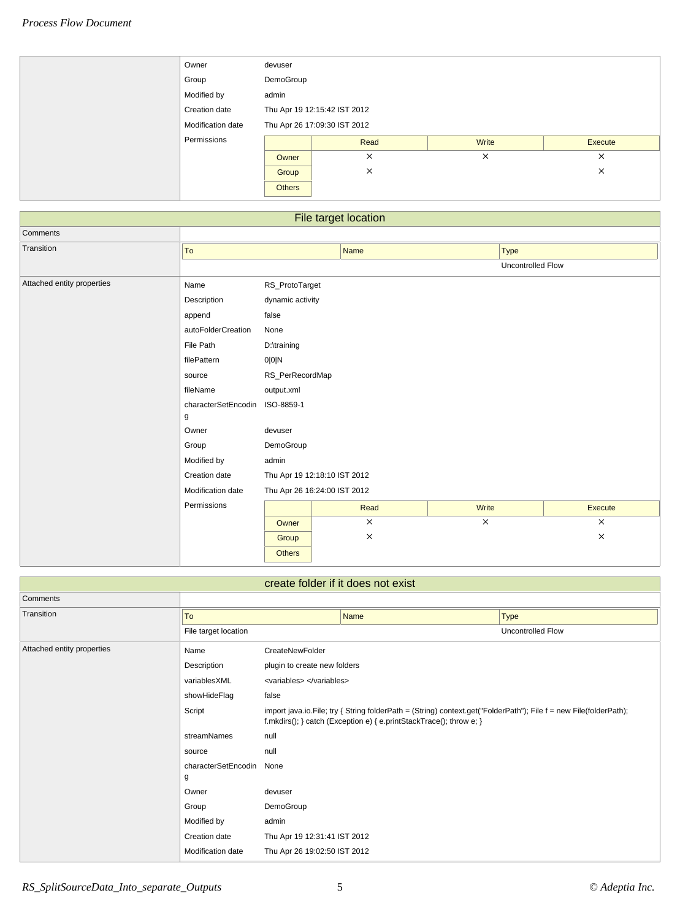| | | | | |
|---|---|---|---|---|
| Owner | devuser | | | |
| Group | DemoGroup | | | |
| Modified by | admin | | | |
| Creation date | Thu Apr 19 12:15:42 IST 2012 | | | |
| Modification date | Thu Apr 26 17:09:30 IST 2012 | | | |
| Permissions | | Read | Write | Execute |
| | Owner | × | × | × |
| | Group | × | | × |
| | Others | | | |

## File target location

**Comments**

**Transition**

| To | Name | Type |
|---|---|---|
| | | Uncontrolled Flow |

**Attached entity properties**

| | | | | |
|---|---|---|---|---|
| Name | RS_ProtoTarget | | | |
| Description | dynamic activity | | | |
| append | false | | | |
| autoFolderCreation | None | | | |
| File Path | D:\training | | | |
| filePattern | 0\|0\|N | | | |
| source | RS_PerRecordMap | | | |
| fileName | output.xml | | | |
| characterSetEncoding | ISO-8859-1 | | | |
| Owner | devuser | | | |
| Group | DemoGroup | | | |
| Modified by | admin | | | |
| Creation date | Thu Apr 19 12:18:10 IST 2012 | | | |
| Modification date | Thu Apr 26 16:24:00 IST 2012 | | | |
| Permissions | | Read | Write | Execute |
| | Owner | × | × | × |
| | Group | × | | × |
| | Others | | | |

## create folder if it does not exist

**Comments**

**Transition**

| To | Name | Type |
|---|---|---|
| File target location | | Uncontrolled Flow |

**Attached entity properties**

| | |
|---|---|
| Name | CreateNewFolder |
| Description | plugin to create new folders |
| variablesXML | <variables> </variables> |
| showHideFlag | false |
| Script | import java.io.File; try { String folderPath = (String) context.get("FolderPath"); File f = new File(folderPath); f.mkdirs(); } catch (Exception e) { e.printStackTrace(); throw e; } |
| streamNames | null |
| source | null |
| characterSetEncoding | None |
| Owner | devuser |
| Group | DemoGroup |
| Modified by | admin |
| Creation date | Thu Apr 19 12:31:41 IST 2012 |
| Modification date | Thu Apr 26 19:02:50 IST 2012 |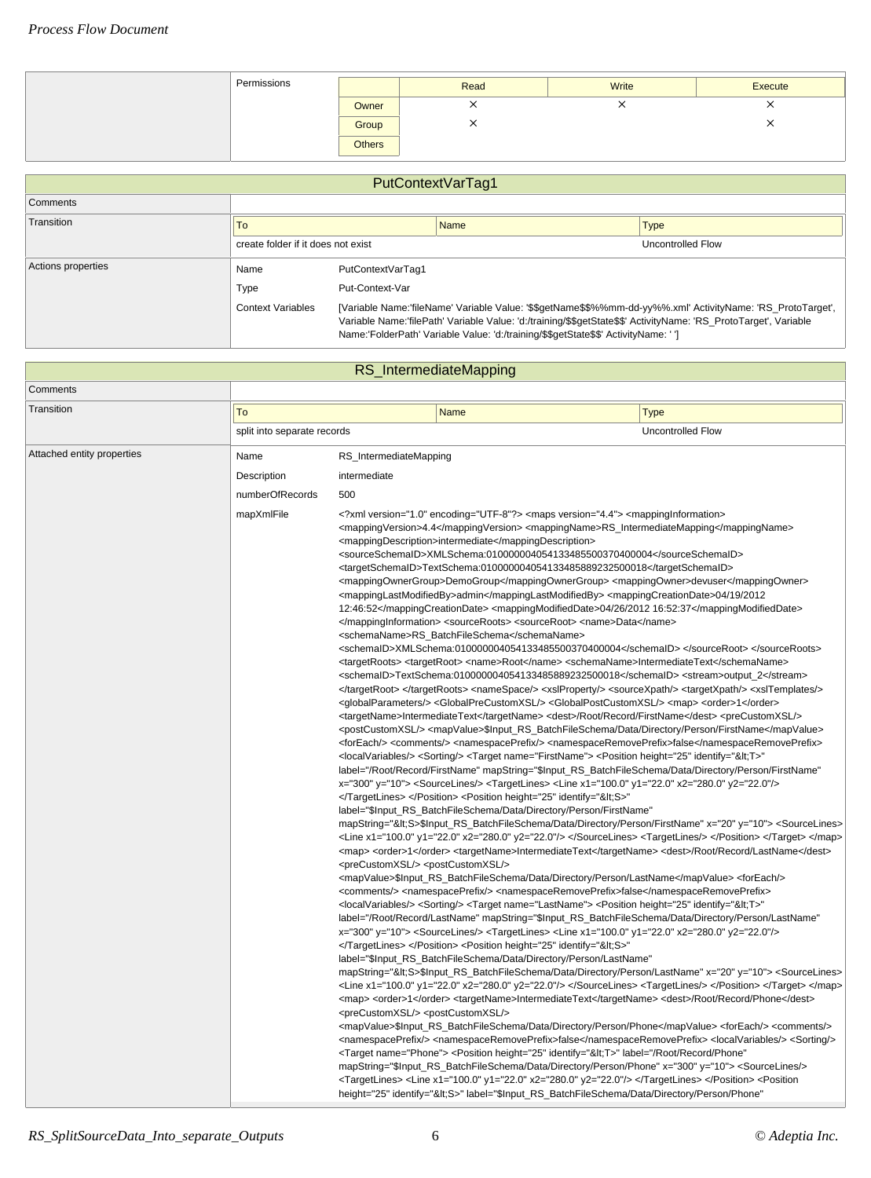| | Permissions | | Read | Write | Execute |
|---|---|---|---|---|---|
| | | Owner | × | × | × |
| | | Group | × | | × |
| | | Others | | | |

## PutContextVarTag1

| | |
|---|---|
| Comments | |
| Transition | To: create folder if it does not exist; Name: ; Type: Uncontrolled Flow |
| Actions properties | Name: PutContextVarTag1<br>Type: Put-Context-Var<br>Context Variables: [Variable Name:'fileName' Variable Value: '$$getName$$%%mm-dd-yy%%.xml' ActivityName: 'RS_ProtoTarget', Variable Name:'filePath' Variable Value: 'd:/training/$$getState$$' ActivityName: 'RS_ProtoTarget', Variable Name:'FolderPath' Variable Value: 'd:/training/$$getState$$' ActivityName: ' '] |

## RS_IntermediateMapping

| | |
|---|---|
| Comments | |
| Transition | To: split into separate records; Name: ; Type: Uncontrolled Flow |
| Attached entity properties | Name: RS_IntermediateMapping<br>Description: intermediate<br>numberOfRecords: 500<br>mapXmlFile: (see below) |

mapXmlFile:

```
<?xml version="1.0" encoding="UTF-8"?> <maps version="4.4"> <mappingInformation>
<mappingVersion>4.4</mappingVersion> <mappingName>RS_IntermediateMapping</mappingName>
<mappingDescription>intermediate</mappingDescription>
<sourceSchemaID>XMLSchema:010000004054133485500370400004</sourceSchemaID>
<targetSchemaID>TextSchema:010000004054133485889232500018</targetSchemaID>
<mappingOwnerGroup>DemoGroup</mappingOwnerGroup> <mappingOwner>devuser</mappingOwner>
<mappingLastModifiedBy>admin</mappingLastModifiedBy> <mappingCreationDate>04/19/2012
12:46:52</mappingCreationDate> <mappingModifiedDate>04/26/2012 16:52:37</mappingModifiedDate>
</mappingInformation> <sourceRoots> <sourceRoot> <name>Data</name>
<schemaName>RS_BatchFileSchema</schemaName>
<schemaID>XMLSchema:010000004054133485500370400004</schemaID> </sourceRoot> </sourceRoots>
<targetRoots> <targetRoot> <name>Root</name> <schemaName>IntermediateText</schemaName>
<schemaID>TextSchema:010000004054133485889232500018</schemaID> <stream>output_2</stream>
</targetRoot> </targetRoots> <nameSpace/> <xslProperty/> <sourceXpath/> <targetXpath/> <xslTemplates/>
<globalParameters/> <GlobalPreCustomXSL/> <GlobalPostCustomXSL/> <map> <order>1</order>
<targetName>IntermediateText</targetName> <dest>/Root/Record/FirstName</dest> <preCustomXSL/>
<postCustomXSL/> <mapValue>$Input_RS_BatchFileSchema/Data/Directory/Person/FirstName</mapValue>
<forEach/> <comments/> <namespacePrefix/> <namespaceRemovePrefix>false</namespaceRemovePrefix>
<localVariables/> <Sorting/> <Target name="FirstName"> <Position height="25" identify="&lt;T>"
label="/Root/Record/FirstName" mapString="$Input_RS_BatchFileSchema/Data/Directory/Person/FirstName"
x="300" y="10"> <SourceLines/> <TargetLines> <Line x1="100.0" y1="22.0" x2="280.0" y2="22.0"/>
</TargetLines> </Position> <Position height="25" identify="&lt;S>"
label="$Input_RS_BatchFileSchema/Data/Directory/Person/FirstName"
mapString="&lt;S>$Input_RS_BatchFileSchema/Data/Directory/Person/FirstName" x="20" y="10"> <SourceLines>
<Line x1="100.0" y1="22.0" x2="280.0" y2="22.0"/> </SourceLines> <TargetLines/> </Position> </Target> </map>
<map> <order>1</order> <targetName>IntermediateText</targetName> <dest>/Root/Record/LastName</dest>
<preCustomXSL/> <postCustomXSL/>
<mapValue>$Input_RS_BatchFileSchema/Data/Directory/Person/LastName</mapValue> <forEach/>
<comments/> <namespacePrefix/> <namespaceRemovePrefix>false</namespaceRemovePrefix>
<localVariables/> <Sorting/> <Target name="LastName"> <Position height="25" identify="&lt;T>"
label="/Root/Record/LastName" mapString="$Input_RS_BatchFileSchema/Data/Directory/Person/LastName"
x="300" y="10"> <SourceLines/> <TargetLines> <Line x1="100.0" y1="22.0" x2="280.0" y2="22.0"/>
</TargetLines> </Position> <Position height="25" identify="&lt;S>"
label="$Input_RS_BatchFileSchema/Data/Directory/Person/LastName"
mapString="&lt;S>$Input_RS_BatchFileSchema/Data/Directory/Person/LastName" x="20" y="10"> <SourceLines>
<Line x1="100.0" y1="22.0" x2="280.0" y2="22.0"/> </SourceLines> <TargetLines/> </Position> </Target> </map>
<map> <order>1</order> <targetName>IntermediateText</targetName> <dest>/Root/Record/Phone</dest>
<preCustomXSL/> <postCustomXSL/>
<mapValue>$Input_RS_BatchFileSchema/Data/Directory/Person/Phone</mapValue> <forEach/> <comments/>
<namespacePrefix/> <namespaceRemovePrefix>false</namespaceRemovePrefix> <localVariables/> <Sorting/>
<Target name="Phone"> <Position height="25" identify="&lt;T>" label="/Root/Record/Phone"
mapString="$Input_RS_BatchFileSchema/Data/Directory/Person/Phone" x="300" y="10"> <SourceLines/>
<TargetLines> <Line x1="100.0" y1="22.0" x2="280.0" y2="22.0"/> </TargetLines> </Position> <Position
height="25" identify="&lt;S>" label="$Input_RS_BatchFileSchema/Data/Directory/Person/Phone"
```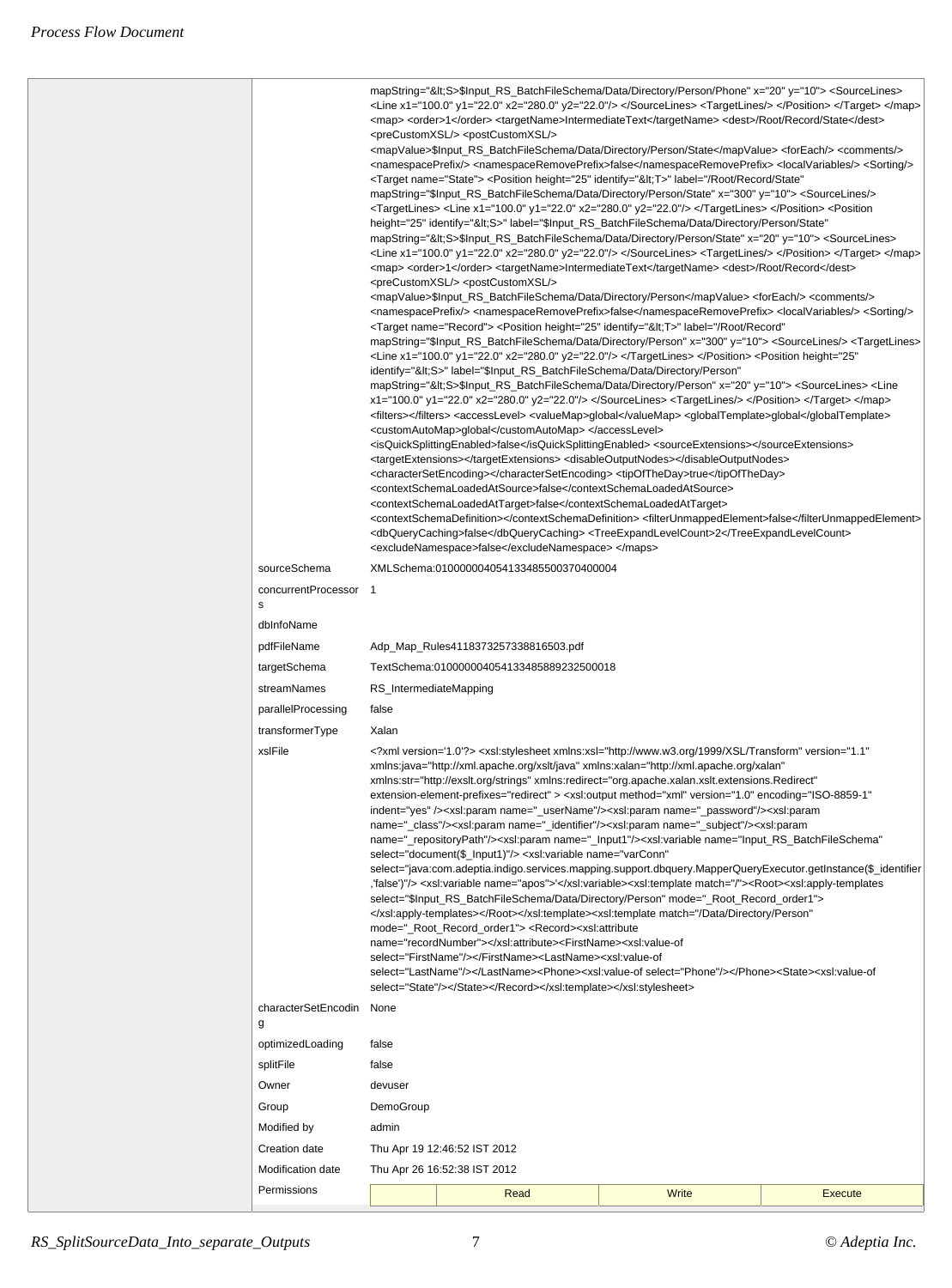| | | |
|---|---|---|
| | | mapString="&lt;S>$Input_RS_BatchFileSchema/Data/Directory/Person/Phone" x="20" y="10"> <SourceLines> <Line x1="100.0" y1="22.0" x2="280.0" y2="22.0"/> </SourceLines> <TargetLines/> </Position> </Target> </map> <map> <order>1</order> <targetName>IntermediateText</targetName> <dest>/Root/Record/State</dest> <preCustomXSL/> <postCustomXSL/> <mapValue>$Input_RS_BatchFileSchema/Data/Directory/Person/State</mapValue> <forEach/> <comments/> <namespacePrefix/> <namespaceRemovePrefix>false</namespaceRemovePrefix> <localVariables/> <Sorting/> <Target name="State"> <Position height="25" identify="&lt;T>" label="/Root/Record/State" mapString="$Input_RS_BatchFileSchema/Data/Directory/Person/State" x="300" y="10"> <SourceLines/> <TargetLines> <Line x1="100.0" y1="22.0" x2="280.0" y2="22.0"/> </TargetLines> </Position> <Position height="25" identify="&lt;S>" label="$Input_RS_BatchFileSchema/Data/Directory/Person/State" mapString="&lt;S>$Input_RS_BatchFileSchema/Data/Directory/Person/State" x="20" y="10"> <SourceLines> <Line x1="100.0" y1="22.0" x2="280.0" y2="22.0"/> </SourceLines> <TargetLines/> </Position> </Target> </map> <map> <order>1</order> <targetName>IntermediateText</targetName> <dest>/Root/Record</dest> <preCustomXSL/> <postCustomXSL/> <mapValue>$Input_RS_BatchFileSchema/Data/Directory/Person</mapValue> <forEach/> <comments/> <namespacePrefix/> <namespaceRemovePrefix>false</namespaceRemovePrefix> <localVariables/> <Sorting/> <Target name="Record"> <Position height="25" identify="&lt;T>" label="/Root/Record" mapString="$Input_RS_BatchFileSchema/Data/Directory/Person" x="300" y="10"> <SourceLines/> <TargetLines> <Line x1="100.0" y1="22.0" x2="280.0" y2="22.0"/> </TargetLines> </Position> <Position height="25" identify="&lt;S>" label="$Input_RS_BatchFileSchema/Data/Directory/Person" mapString="&lt;S>$Input_RS_BatchFileSchema/Data/Directory/Person" x="20" y="10"> <SourceLines> <Line x1="100.0" y1="22.0" x2="280.0" y2="22.0"/> </SourceLines> <TargetLines/> </Position> </Target> </map> <filters></filters> <accessLevel> <valueMap>global</valueMap> <globalTemplate>global</globalTemplate> <customAutoMap>global</customAutoMap> </accessLevel> <isQuickSplittingEnabled>false</isQuickSplittingEnabled> <sourceExtensions></sourceExtensions> <targetExtensions></targetExtensions> <disableOutputNodes></disableOutputNodes> <characterSetEncoding></characterSetEncoding> <tipOfTheDay>true</tipOfTheDay> <contextSchemaLoadedAtSource>false</contextSchemaLoadedAtSource> <contextSchemaLoadedAtTarget>false</contextSchemaLoadedAtTarget> <contextSchemaDefinition></contextSchemaDefinition> <filterUnmappedElement>false</filterUnmappedElement> <dbQueryCaching>false</dbQueryCaching> <TreeExpandLevelCount>2</TreeExpandLevelCount> <excludeNamespace>false</excludeNamespace> </maps> |
| | sourceSchema | XMLSchema:01000000405413348550037040004 |
| | concurrentProcessors | 1 |
| | dbInfoName | |
| | pdfFileName | Adp_Map_Rules4118373257338816503.pdf |
| | targetSchema | TextSchema:01000000405413348588923250018 |
| | streamNames | RS_IntermediateMapping |
| | parallelProcessing | false |
| | transformerType | Xalan |
| | xslFile | <?xml version='1.0'?> <xsl:stylesheet xmlns:xsl="http://www.w3.org/1999/XSL/Transform" version="1.1" xmlns:java="http://xml.apache.org/xslt/java" xmlns:xalan="http://xml.apache.org/xalan" xmlns:str="http://exslt.org/strings" xmlns:redirect="org.apache.xalan.xslt.extensions.Redirect" extension-element-prefixes="redirect" > <xsl:output method="xml" version="1.0" encoding="ISO-8859-1" indent="yes" /><xsl:param name="_userName"/><xsl:param name="_password"/><xsl:param name="_class"/><xsl:param name="_identifier"/><xsl:param name="_subject"/><xsl:param name="_repositoryPath"/><xsl:param name="_Input1"/><xsl:variable name="Input_RS_BatchFileSchema" select="document($_Input1)"/> <xsl:variable name="varConn" select="java:com.adeptia.indigo.services.mapping.support.dbquery.MapperQueryExecutor.getInstance($_identifier,'false')"/> <xsl:variable name="apos">'</xsl:variable><xsl:template match="/"><Root><xsl:apply-templates select="$Input_RS_BatchFileSchema/Data/Directory/Person" mode="_Root_Record_order1"> </xsl:apply-templates></Root></xsl:template><xsl:template match="/Data/Directory/Person" mode="_Root_Record_order1"> <Record><xsl:attribute name="recordNumber"></xsl:attribute><FirstName><xsl:value-of select="FirstName"/></FirstName><LastName><xsl:value-of select="LastName"/></LastName><Phone><xsl:value-of select="Phone"/></Phone><State><xsl:value-of select="State"/></State></Record></xsl:template></xsl:stylesheet> |
| | characterSetEncoding | None |
| | optimizedLoading | false |
| | splitFile | false |
| | Owner | devuser |
| | Group | DemoGroup |
| | Modified by | admin |
| | Creation date | Thu Apr 19 12:46:52 IST 2012 |
| | Modification date | Thu Apr 26 16:52:38 IST 2012 |
| | Permissions | Read / Write / Execute |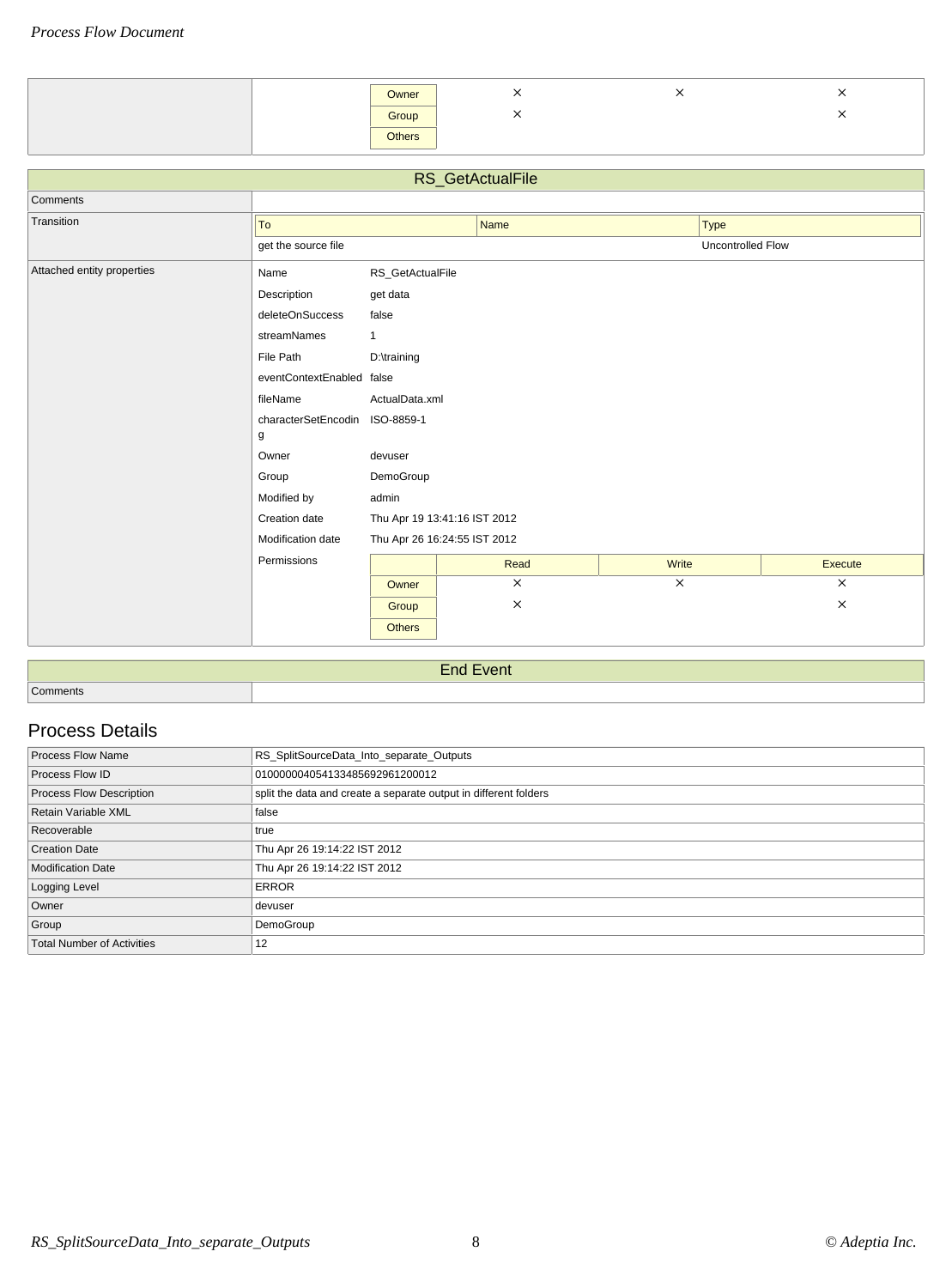| | | | | |
|---|---|---|---|---|
| | Owner | × | × | × |
| | Group | × | | × |
| | Others | | | |

| RS_GetActualFile | |
|---|---|
| Comments | |
| Transition | To: get the source file; Name: ; Type: Uncontrolled Flow |
| Attached entity properties | Name: RS_GetActualFile<br>Description: get data<br>deleteOnSuccess: false<br>streamNames: 1<br>File Path: D:\training<br>eventContextEnabled: false<br>fileName: ActualData.xml<br>characterSetEncoding: ISO-8859-1<br>Owner: devuser<br>Group: DemoGroup<br>Modified by: admin<br>Creation date: Thu Apr 19 13:41:16 IST 2012<br>Modification date: Thu Apr 26 16:24:55 IST 2012 |

Permissions

| | Read | Write | Execute |
|---|---|---|---|
| Owner | × | × | × |
| Group | × | | × |
| Others | | | |

| End Event | |
|---|---|
| Comments | |

## Process Details

| | |
|---|---|
| Process Flow Name | RS_SplitSourceData_Into_separate_Outputs |
| Process Flow ID | 010000004054133485692961200012 |
| Process Flow Description | split the data and create a separate output in different folders |
| Retain Variable XML | false |
| Recoverable | true |
| Creation Date | Thu Apr 26 19:14:22 IST 2012 |
| Modification Date | Thu Apr 26 19:14:22 IST 2012 |
| Logging Level | ERROR |
| Owner | devuser |
| Group | DemoGroup |
| Total Number of Activities | 12 |